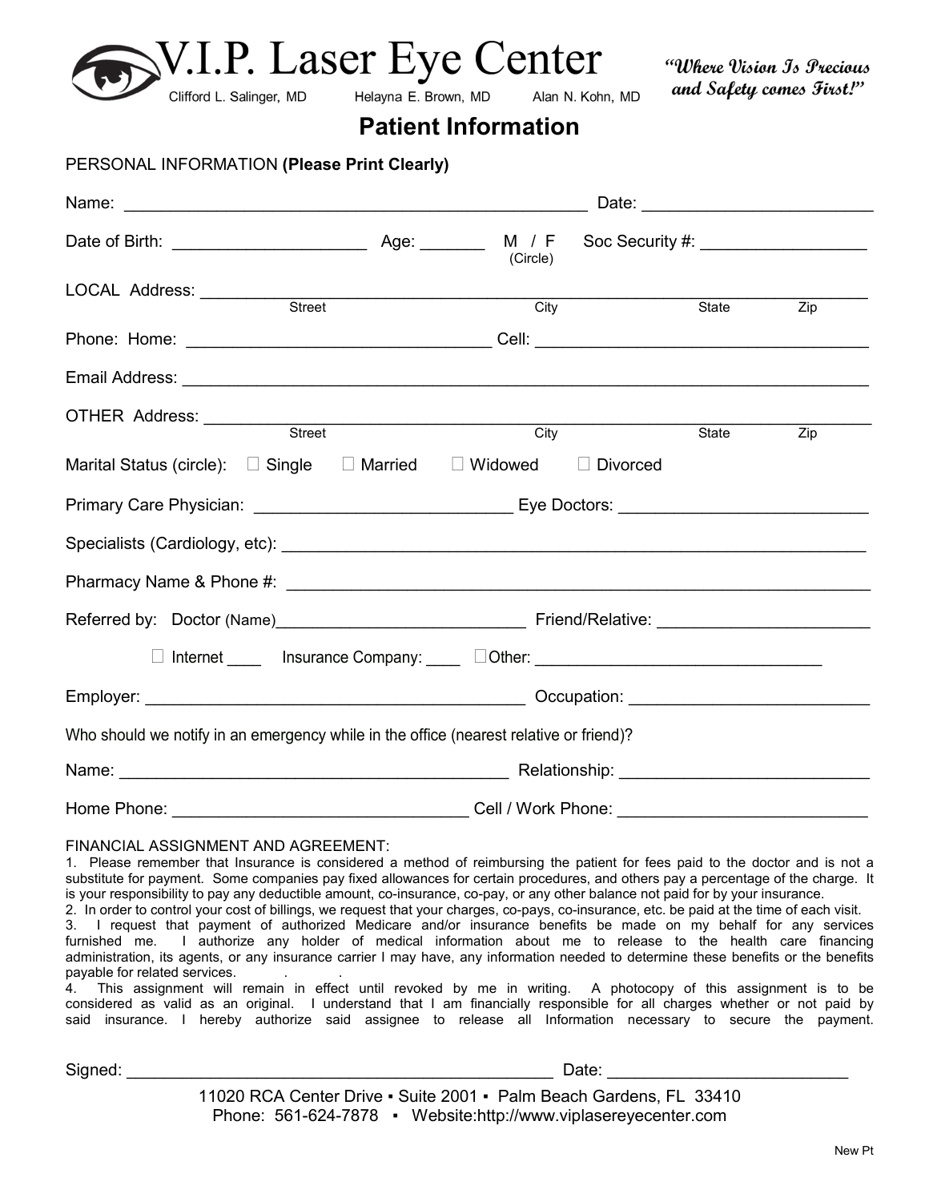# V.I.P. Laser Eye Center

Clifford L. Salinger, MD    Helayna E. Brown, MD    Alan N. Kohn, MD

*"Where Vision Is Precious and Safety comes First!"*

## Patient Information

PERSONAL INFORMATION **(Please Print Clearly)**

Name: ________________________________________________ Date: ________________________

Date of Birth: ____________________ Age: _______ M / F (Circle) Soc Security #: _________________

LOCAL Address: ______________________________________________________________________
Street    City    State    Zip

Phone: Home: ________________________________ Cell: ___________________________________

Email Address: ______________________________________________________________________

OTHER Address: ______________________________________________________________________
Street    City    State    Zip

Marital Status (circle): ☐ Single ☐ Married ☐ Widowed ☐ Divorced

Primary Care Physician: ___________________________ Eye Doctors: __________________________

Specialists (Cardiology, etc): ________________________________________________________________

Pharmacy Name & Phone #: ____________________________________________________________

Referred by: Doctor (Name)___________________________ Friend/Relative: _______________________

☐ Internet ____ Insurance Company: ____ ☐Other: _______________________________

Employer: _________________________________________ Occupation: _________________________

Who should we notify in an emergency while in the office (nearest relative or friend)?

Name: _________________________________________ Relationship: __________________________

Home Phone: _______________________________ Cell / Work Phone: __________________________

FINANCIAL ASSIGNMENT AND AGREEMENT:

1. Please remember that Insurance is considered a method of reimbursing the patient for fees paid to the doctor and is not a substitute for payment. Some companies pay fixed allowances for certain procedures, and others pay a percentage of the charge. It is your responsibility to pay any deductible amount, co-insurance, co-pay, or any other balance not paid for by your insurance.
2. In order to control your cost of billings, we request that your charges, co-pays, co-insurance, etc. be paid at the time of each visit.
3. I request that payment of authorized Medicare and/or insurance benefits be made on my behalf for any services furnished me. I authorize any holder of medical information about me to release to the health care financing administration, its agents, or any insurance carrier I may have, any information needed to determine these benefits or the benefits payable for related services.
4. This assignment will remain in effect until revoked by me in writing. A photocopy of this assignment is to be considered as valid as an original. I understand that I am financially responsible for all charges whether or not paid by said insurance. I hereby authorize said assignee to release all Information necessary to secure the payment.

Signed: _____________________________________________ Date: _________________________

11020 RCA Center Drive ▪ Suite 2001 ▪ Palm Beach Gardens, FL 33410
Phone: 561-624-7878 ▪ Website:http://www.viplasereyecenter.com

New Pt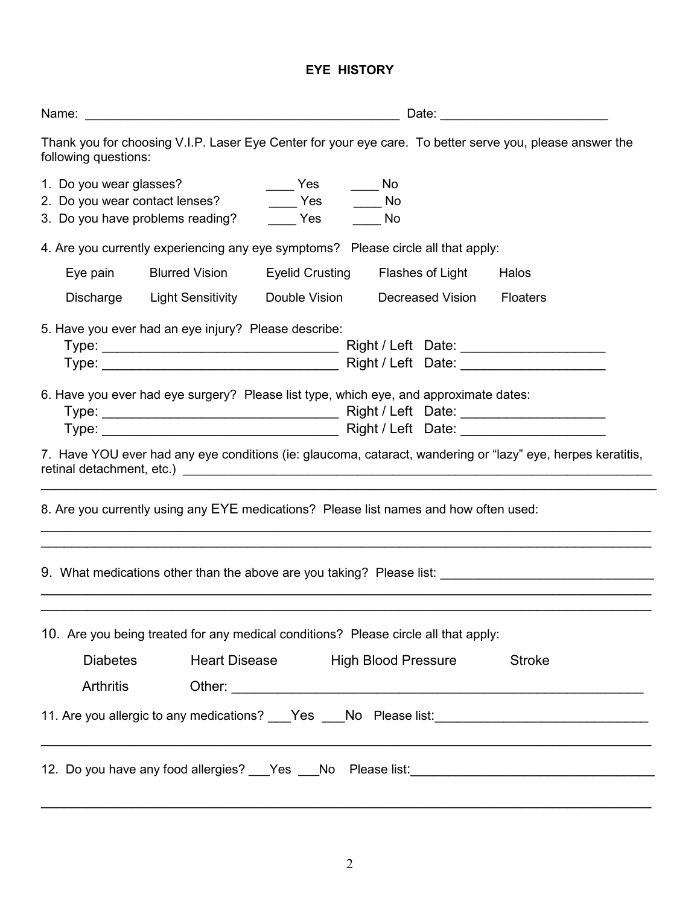# EYE HISTORY

Name: _____________________________________________ Date: _______________________

Thank you for choosing V.I.P. Laser Eye Center for your eye care. To better serve you, please answer the following questions:

1. Do you wear glasses? ____ Yes ____ No
2. Do you wear contact lenses? ____ Yes ____ No
3. Do you have problems reading? ____ Yes ____ No

4. Are you currently experiencing any eye symptoms? Please circle all that apply:

Eye pain &nbsp;&nbsp; Blurred Vision &nbsp;&nbsp; Eyelid Crusting &nbsp;&nbsp; Flashes of Light &nbsp;&nbsp; Halos

Discharge &nbsp;&nbsp; Light Sensitivity &nbsp;&nbsp; Double Vision &nbsp;&nbsp; Decreased Vision &nbsp;&nbsp; Floaters

5. Have you ever had an eye injury? Please describe:
   Type: ________________________________ Right / Left Date: ___________________
   Type: ________________________________ Right / Left Date: ___________________

6. Have you ever had eye surgery? Please list type, which eye, and approximate dates:
   Type: ________________________________ Right / Left Date: ___________________
   Type: ________________________________ Right / Left Date: ___________________

7. Have YOU ever had any eye conditions (ie: glaucoma, cataract, wandering or "lazy" eye, herpes keratitis, retinal detachment, etc.) ______________________________________________________________
_____________________________________________________________________________________

8. Are you currently using any EYE medications? Please list names and how often used:
_____________________________________________________________________________________
_____________________________________________________________________________________

9. What medications other than the above are you taking? Please list: ______________________________
_____________________________________________________________________________________
_____________________________________________________________________________________

10. Are you being treated for any medical conditions? Please circle all that apply:

Diabetes &nbsp;&nbsp; Heart Disease &nbsp;&nbsp; High Blood Pressure &nbsp;&nbsp; Stroke

Arthritis &nbsp;&nbsp; Other: _________________________________________________________

11. Are you allergic to any medications? ___Yes ___No Please list:_____________________________
_____________________________________________________________________________________

12. Do you have any food allergies? ___Yes ___No Please list:_________________________________
_____________________________________________________________________________________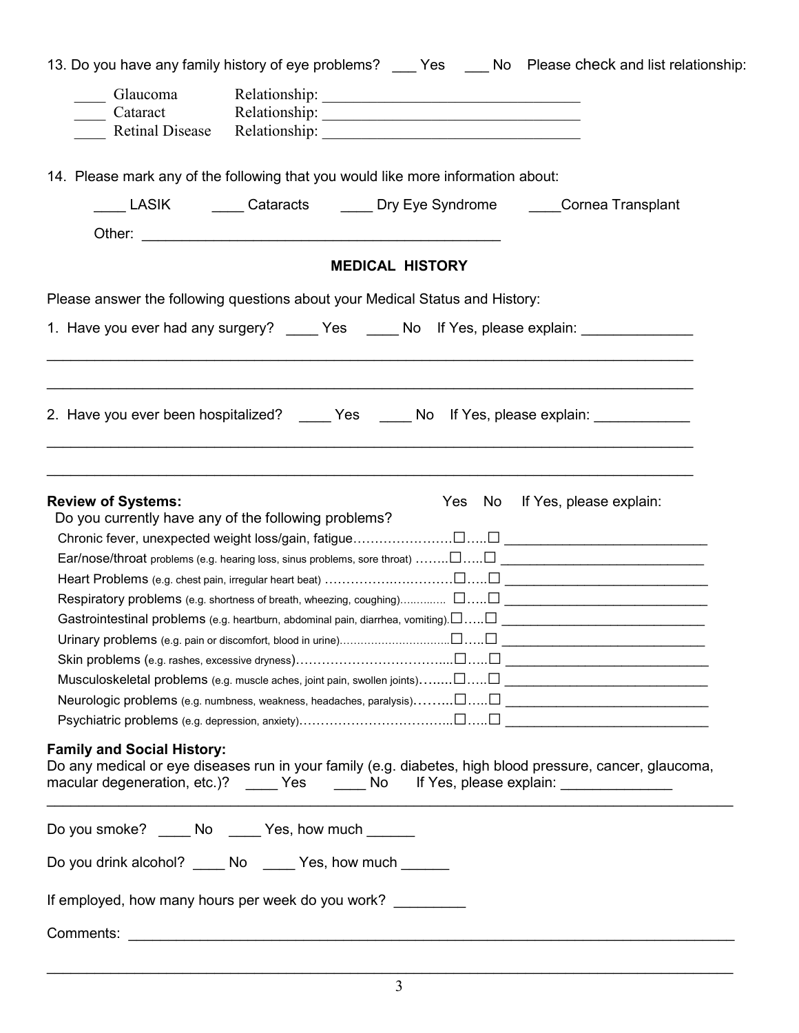13. Do you have any family history of eye problems? ___ Yes ___ No Please check and list relationship:

____ Glaucoma Relationship: ________________________________

____ Cataract Relationship: ________________________________

____ Retinal Disease Relationship: ________________________________

14. Please mark any of the following that you would like more information about:

____ LASIK ____ Cataracts ____ Dry Eye Syndrome ____Cornea Transplant

Other: ____________________________________________

## MEDICAL HISTORY

Please answer the following questions about your Medical Status and History:

1. Have you ever had any surgery? ____ Yes ____ No If Yes, please explain: _____________

_____________________________________________________________________________

_____________________________________________________________________________

2. Have you ever been hospitalized? ____ Yes ____ No If Yes, please explain: ___________

_____________________________________________________________________________

_____________________________________________________________________________

**Review of Systems:**
Do you currently have any of the following problems?

| | Yes | No | If Yes, please explain: |
|---|---|---|---|
| Chronic fever, unexpected weight loss/gain, fatigue | ☐ | ☐ | __________________________ |
| Ear/nose/throat problems (e.g. hearing loss, sinus problems, sore throat) | ☐ | ☐ | __________________________ |
| Heart Problems (e.g. chest pain, irregular heart beat) | ☐ | ☐ | __________________________ |
| Respiratory problems (e.g. shortness of breath, wheezing, coughing) | ☐ | ☐ | __________________________ |
| Gastrointestinal problems (e.g. heartburn, abdominal pain, diarrhea, vomiting) | ☐ | ☐ | __________________________ |
| Urinary problems (e.g. pain or discomfort, blood in urine) | ☐ | ☐ | __________________________ |
| Skin problems (e.g. rashes, excessive dryness) | ☐ | ☐ | __________________________ |
| Musculoskeletal problems (e.g. muscle aches, joint pain, swollen joints) | ☐ | ☐ | __________________________ |
| Neurologic problems (e.g. numbness, weakness, headaches, paralysis) | ☐ | ☐ | __________________________ |
| Psychiatric problems (e.g. depression, anxiety) | ☐ | ☐ | __________________________ |

**Family and Social History:**
Do any medical or eye diseases run in your family (e.g. diabetes, high blood pressure, cancer, glaucoma, macular degeneration, etc.)? ____ Yes ____ No If Yes, please explain: _____________

_____________________________________________________________________________

Do you smoke? ____ No ____ Yes, how much ______

Do you drink alcohol? ____ No ____ Yes, how much ______

If employed, how many hours per week do you work? _________

Comments: _________________________________________________________________

_____________________________________________________________________________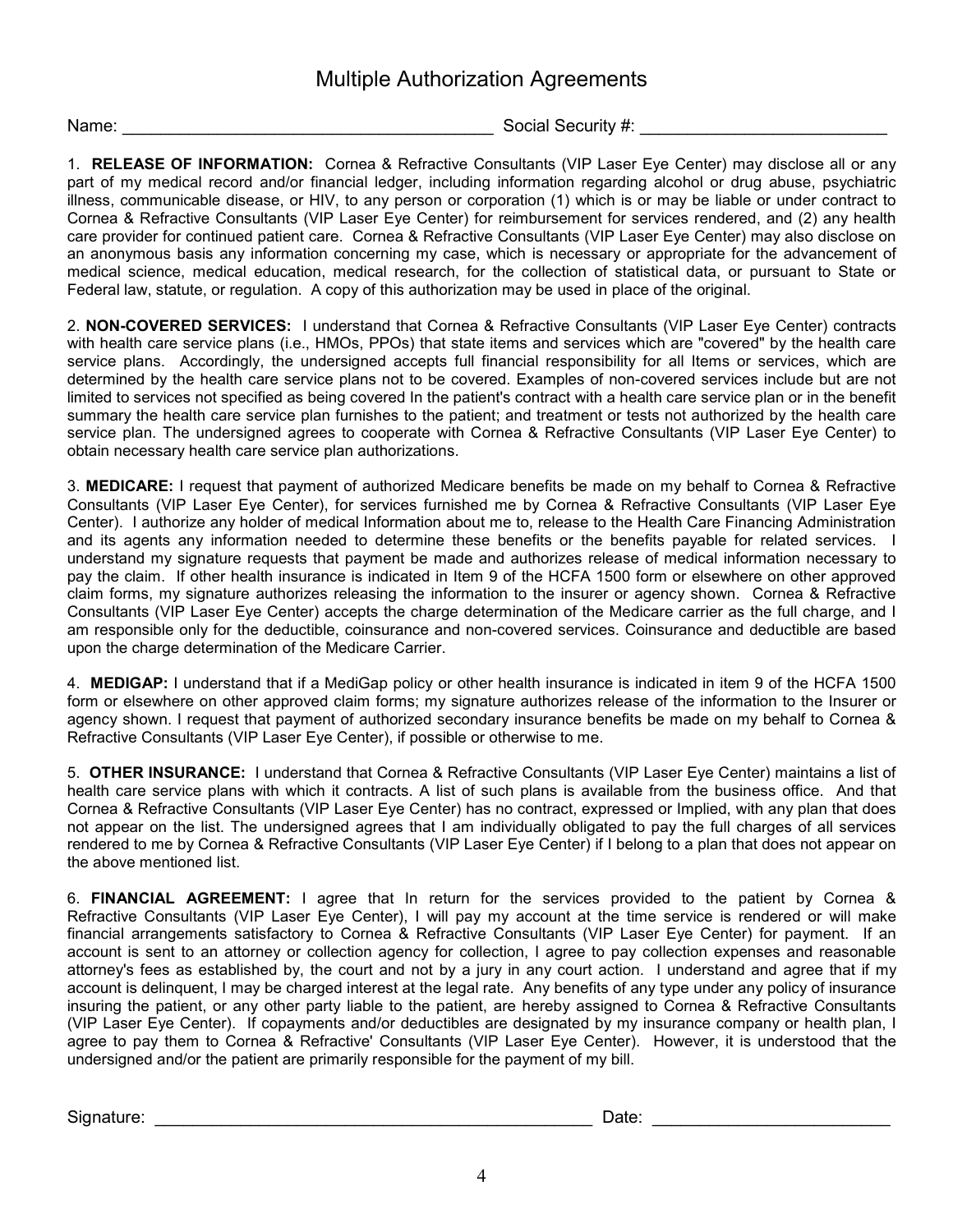# Multiple Authorization Agreements

Name: ________________________________________ Social Security #: __________________________

1. **RELEASE OF INFORMATION:** Cornea & Refractive Consultants (VIP Laser Eye Center) may disclose all or any part of my medical record and/or financial ledger, including information regarding alcohol or drug abuse, psychiatric illness, communicable disease, or HIV, to any person or corporation (1) which is or may be liable or under contract to Cornea & Refractive Consultants (VIP Laser Eye Center) for reimbursement for services rendered, and (2) any health care provider for continued patient care. Cornea & Refractive Consultants (VIP Laser Eye Center) may also disclose on an anonymous basis any information concerning my case, which is necessary or appropriate for the advancement of medical science, medical education, medical research, for the collection of statistical data, or pursuant to State or Federal law, statute, or regulation. A copy of this authorization may be used in place of the original.

2. **NON-COVERED SERVICES:** I understand that Cornea & Refractive Consultants (VIP Laser Eye Center) contracts with health care service plans (i.e., HMOs, PPOs) that state items and services which are "covered" by the health care service plans. Accordingly, the undersigned accepts full financial responsibility for all Items or services, which are determined by the health care service plans not to be covered. Examples of non-covered services include but are not limited to services not specified as being covered In the patient's contract with a health care service plan or in the benefit summary the health care service plan furnishes to the patient; and treatment or tests not authorized by the health care service plan. The undersigned agrees to cooperate with Cornea & Refractive Consultants (VIP Laser Eye Center) to obtain necessary health care service plan authorizations.

3. **MEDICARE:** I request that payment of authorized Medicare benefits be made on my behalf to Cornea & Refractive Consultants (VIP Laser Eye Center), for services furnished me by Cornea & Refractive Consultants (VIP Laser Eye Center). I authorize any holder of medical Information about me to, release to the Health Care Financing Administration and its agents any information needed to determine these benefits or the benefits payable for related services. I understand my signature requests that payment be made and authorizes release of medical information necessary to pay the claim. If other health insurance is indicated in Item 9 of the HCFA 1500 form or elsewhere on other approved claim forms, my signature authorizes releasing the information to the insurer or agency shown. Cornea & Refractive Consultants (VIP Laser Eye Center) accepts the charge determination of the Medicare carrier as the full charge, and I am responsible only for the deductible, coinsurance and non-covered services. Coinsurance and deductible are based upon the charge determination of the Medicare Carrier.

4. **MEDIGAP:** I understand that if a MediGap policy or other health insurance is indicated in item 9 of the HCFA 1500 form or elsewhere on other approved claim forms; my signature authorizes release of the information to the Insurer or agency shown. I request that payment of authorized secondary insurance benefits be made on my behalf to Cornea & Refractive Consultants (VIP Laser Eye Center), if possible or otherwise to me.

5. **OTHER INSURANCE:** I understand that Cornea & Refractive Consultants (VIP Laser Eye Center) maintains a list of health care service plans with which it contracts. A list of such plans is available from the business office. And that Cornea & Refractive Consultants (VIP Laser Eye Center) has no contract, expressed or Implied, with any plan that does not appear on the list. The undersigned agrees that I am individually obligated to pay the full charges of all services rendered to me by Cornea & Refractive Consultants (VIP Laser Eye Center) if I belong to a plan that does not appear on the above mentioned list.

6. **FINANCIAL AGREEMENT:** I agree that In return for the services provided to the patient by Cornea & Refractive Consultants (VIP Laser Eye Center), I will pay my account at the time service is rendered or will make financial arrangements satisfactory to Cornea & Refractive Consultants (VIP Laser Eye Center) for payment. If an account is sent to an attorney or collection agency for collection, I agree to pay collection expenses and reasonable attorney's fees as established by, the court and not by a jury in any court action. I understand and agree that if my account is delinquent, I may be charged interest at the legal rate. Any benefits of any type under any policy of insurance insuring the patient, or any other party liable to the patient, are hereby assigned to Cornea & Refractive Consultants (VIP Laser Eye Center). If copayments and/or deductibles are designated by my insurance company or health plan, I agree to pay them to Cornea & Refractive' Consultants (VIP Laser Eye Center). However, it is understood that the undersigned and/or the patient are primarily responsible for the payment of my bill.

Signature: ________________________________________________ Date: _________________________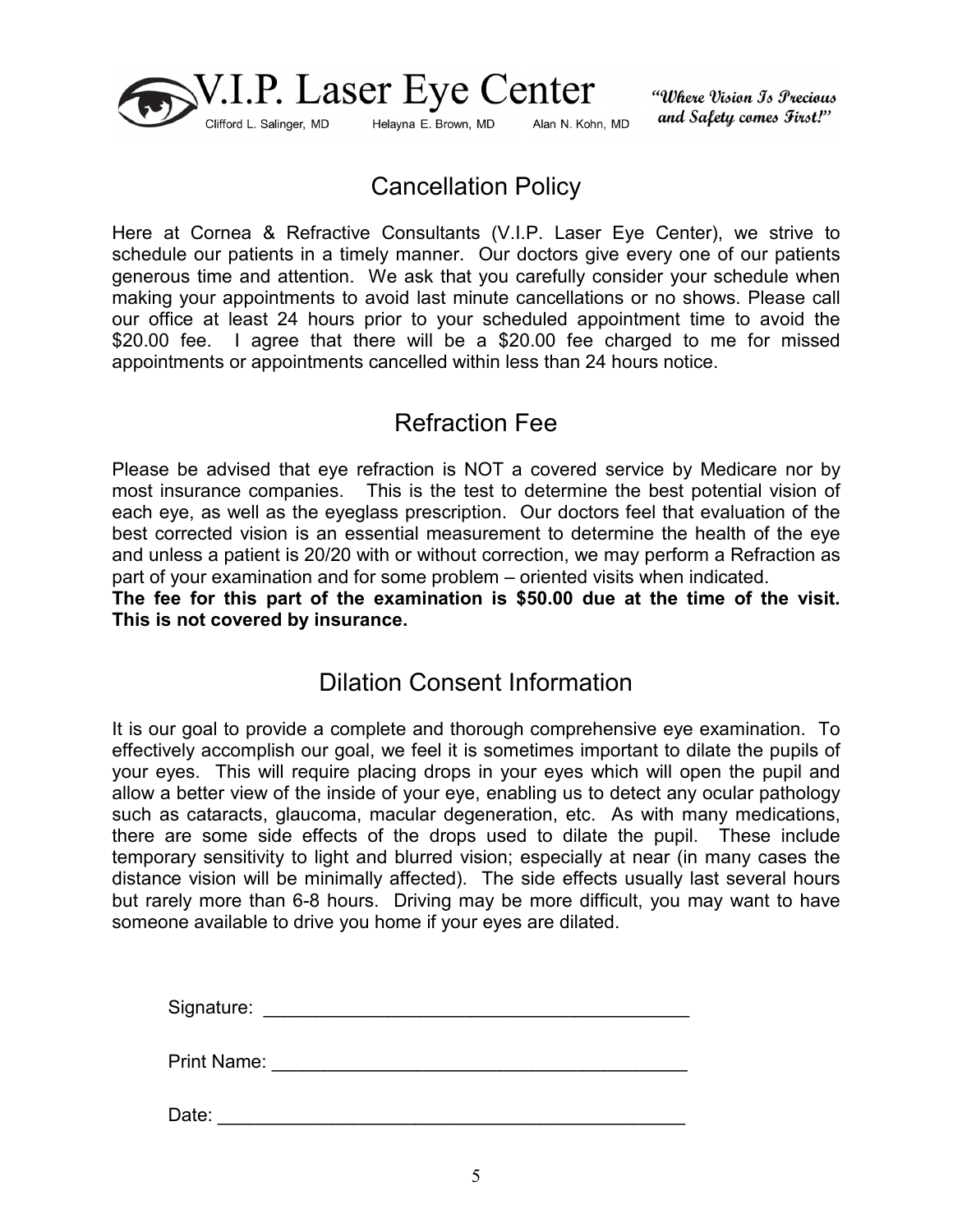V.I.P. Laser Eye Center

Clifford L. Salinger, MD Helayna E. Brown, MD Alan N. Kohn, MD

*"Where Vision Is Precious and Safety comes First!"*

## Cancellation Policy

Here at Cornea & Refractive Consultants (V.I.P. Laser Eye Center), we strive to schedule our patients in a timely manner. Our doctors give every one of our patients generous time and attention. We ask that you carefully consider your schedule when making your appointments to avoid last minute cancellations or no shows. Please call our office at least 24 hours prior to your scheduled appointment time to avoid the $20.00 fee. I agree that there will be a $20.00 fee charged to me for missed appointments or appointments cancelled within less than 24 hours notice.

## Refraction Fee

Please be advised that eye refraction is NOT a covered service by Medicare nor by most insurance companies. This is the test to determine the best potential vision of each eye, as well as the eyeglass prescription. Our doctors feel that evaluation of the best corrected vision is an essential measurement to determine the health of the eye and unless a patient is 20/20 with or without correction, we may perform a Refraction as part of your examination and for some problem – oriented visits when indicated.
**The fee for this part of the examination is $50.00 due at the time of the visit. This is not covered by insurance.**

## Dilation Consent Information

It is our goal to provide a complete and thorough comprehensive eye examination. To effectively accomplish our goal, we feel it is sometimes important to dilate the pupils of your eyes. This will require placing drops in your eyes which will open the pupil and allow a better view of the inside of your eye, enabling us to detect any ocular pathology such as cataracts, glaucoma, macular degeneration, etc. As with many medications, there are some side effects of the drops used to dilate the pupil. These include temporary sensitivity to light and blurred vision; especially at near (in many cases the distance vision will be minimally affected). The side effects usually last several hours but rarely more than 6-8 hours. Driving may be more difficult, you may want to have someone available to drive you home if your eyes are dilated.

Signature: ________________________________________

Print Name: ________________________________________

Date: ________________________________________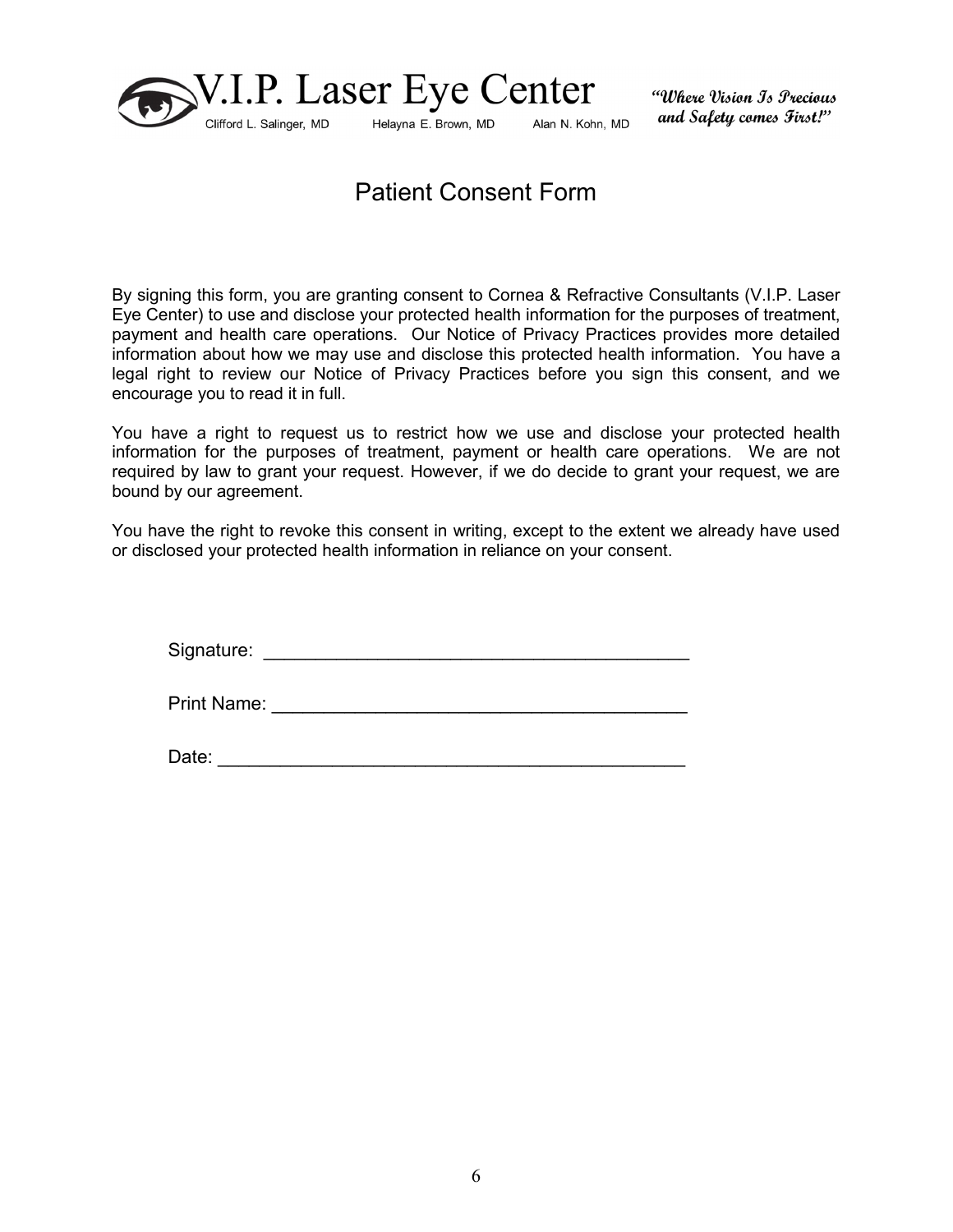V.I.P. Laser Eye Center

Clifford L. Salinger, MD    Helayna E. Brown, MD    Alan N. Kohn, MD

*"Where Vision Is Precious and Safety comes First!"*

# Patient Consent Form

By signing this form, you are granting consent to Cornea & Refractive Consultants (V.I.P. Laser Eye Center) to use and disclose your protected health information for the purposes of treatment, payment and health care operations. Our Notice of Privacy Practices provides more detailed information about how we may use and disclose this protected health information. You have a legal right to review our Notice of Privacy Practices before you sign this consent, and we encourage you to read it in full.

You have a right to request us to restrict how we use and disclose your protected health information for the purposes of treatment, payment or health care operations. We are not required by law to grant your request. However, if we do decide to grant your request, we are bound by our agreement.

You have the right to revoke this consent in writing, except to the extent we already have used or disclosed your protected health information in reliance on your consent.

Signature: ___________________________________________

Print Name: __________________________________________

Date: ________________________________________________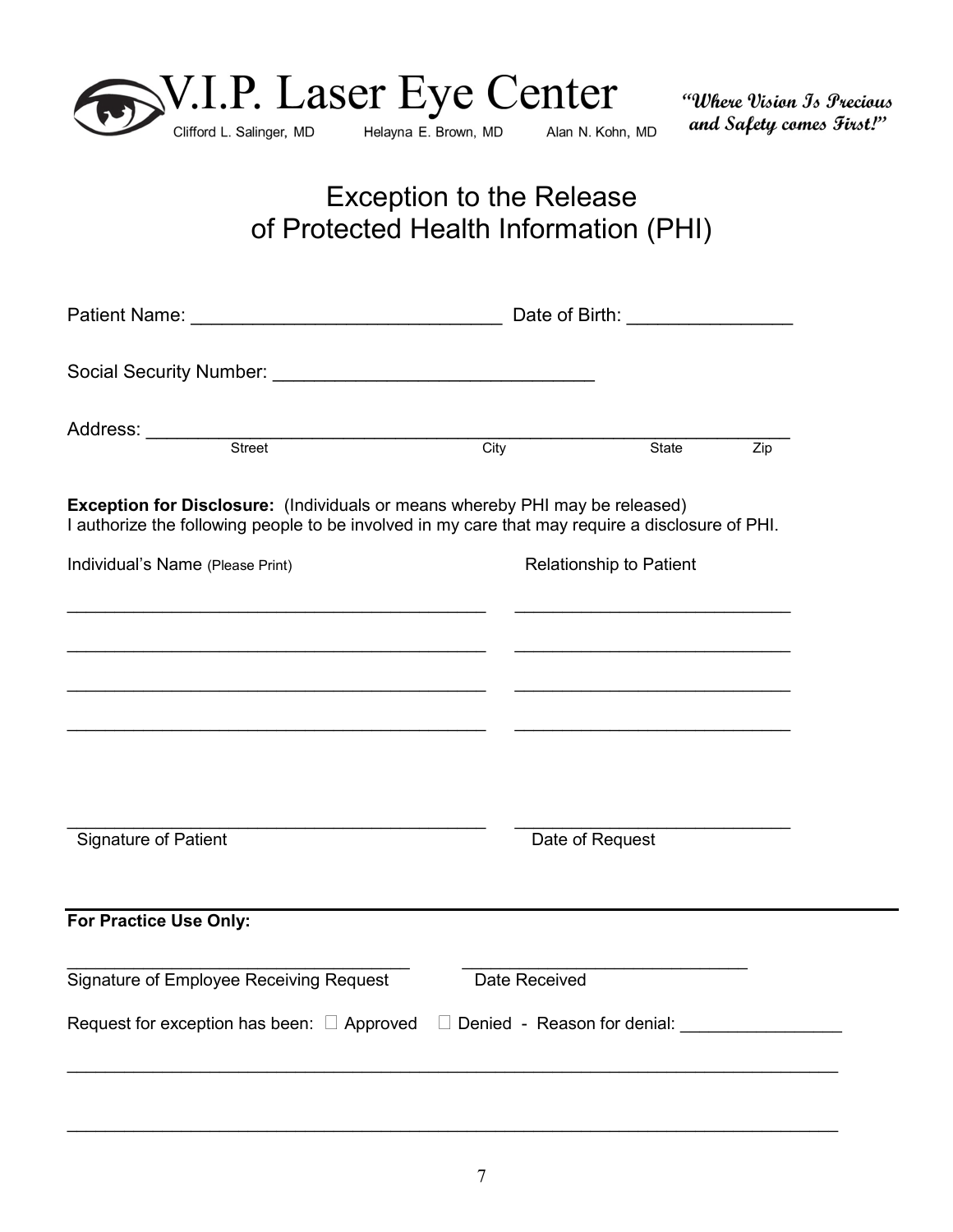V.I.P. Laser Eye Center

Clifford L. Salinger, MD Helayna E. Brown, MD Alan N. Kohn, MD

*"Where Vision Is Precious and Safety comes First!"*

# Exception to the Release of Protected Health Information (PHI)

Patient Name: ______________________________ Date of Birth: ________________

Social Security Number: _______________________________

Address: _______________________________________________________________
Street City State Zip

**Exception for Disclosure:** (Individuals or means whereby PHI may be released)
I authorize the following people to be involved in my care that may require a disclosure of PHI.

| Individual's Name (Please Print) | Relationship to Patient |
| --- | --- |
| | |
| | |
| | |
| | |

_________________________________________ ___________________________
Signature of Patient Date of Request

**For Practice Use Only:**

_________________________________ ___________________________
Signature of Employee Receiving Request Date Received

Request for exception has been: ☐ Approved ☐ Denied - Reason for denial: ________________

___________________________________________________________________________

___________________________________________________________________________